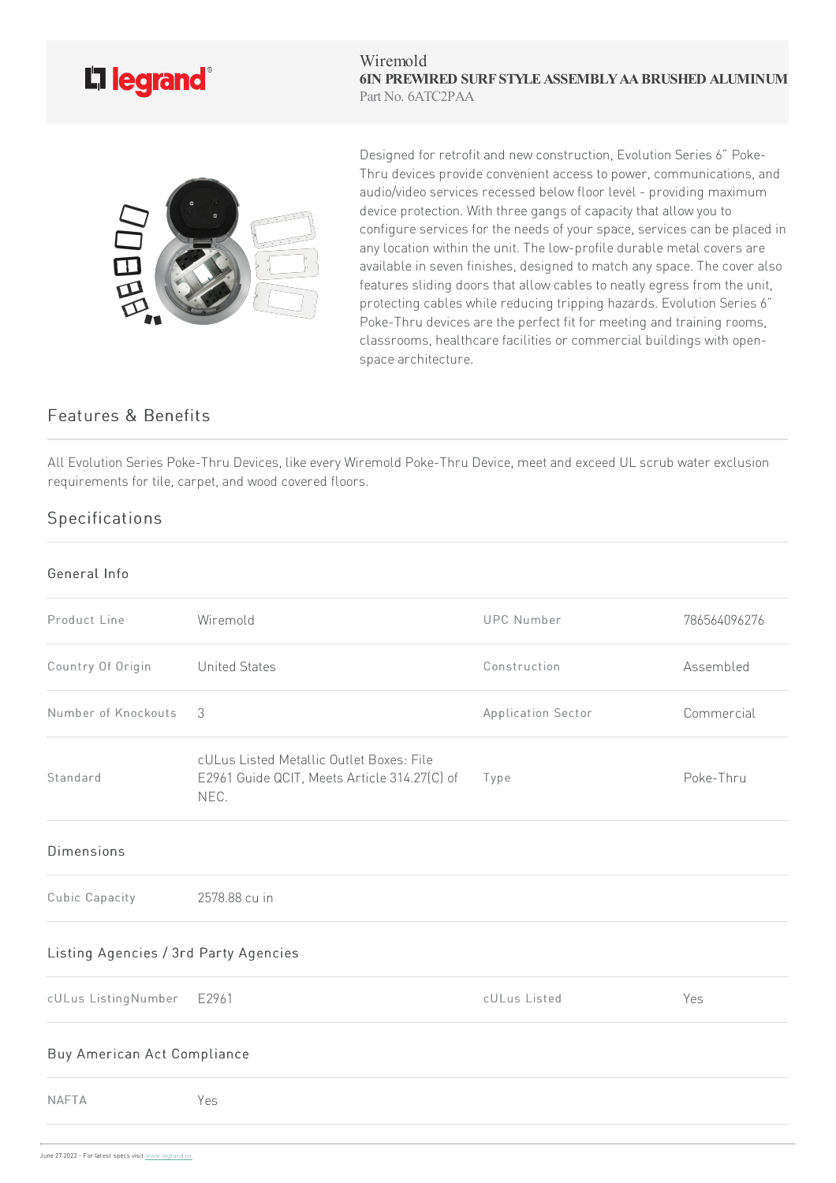Wiremold
**6IN PREWIRED SURF STYLE ASSEMBLY AA BRUSHED ALUMINUM**
Part No. 6ATC2PAA

Designed for retrofit and new construction, Evolution Series 6" Poke-Thru devices provide convenient access to power, communications, and audio/video services recessed below floor level - providing maximum device protection. With three gangs of capacity that allow you to configure services for the needs of your space, services can be placed in any location within the unit. The low-profile durable metal covers are available in seven finishes, designed to match any space. The cover also features sliding doors that allow cables to neatly egress from the unit, protecting cables while reducing tripping hazards. Evolution Series 6" Poke-Thru devices are the perfect fit for meeting and training rooms, classrooms, healthcare facilities or commercial buildings with open-space architecture.

## Features & Benefits

All Evolution Series Poke-Thru Devices, like every Wiremold Poke-Thru Device, meet and exceed UL scrub water exclusion requirements for tile, carpet, and wood covered floors.

## Specifications

### General Info

| | | | |
|---|---|---|---|
| Product Line | Wiremold | UPC Number | 786564096276 |
| Country Of Origin | United States | Construction | Assembled |
| Number of Knockouts | 3 | Application Sector | Commercial |
| Standard | cULus Listed Metallic Outlet Boxes: File E2961 Guide QCIT, Meets Article 314.27(C) of NEC. | Type | Poke-Thru |

### Dimensions

| | |
|---|---|
| Cubic Capacity | 2578.88 cu in |

### Listing Agencies / 3rd Party Agencies

| | | | |
|---|---|---|---|
| cULus ListingNumber | E2961 | cULus Listed | Yes |

### Buy American Act Compliance

| | |
|---|---|
| NAFTA | Yes |

June 27 2022 - For latest specs visit www.legrand.us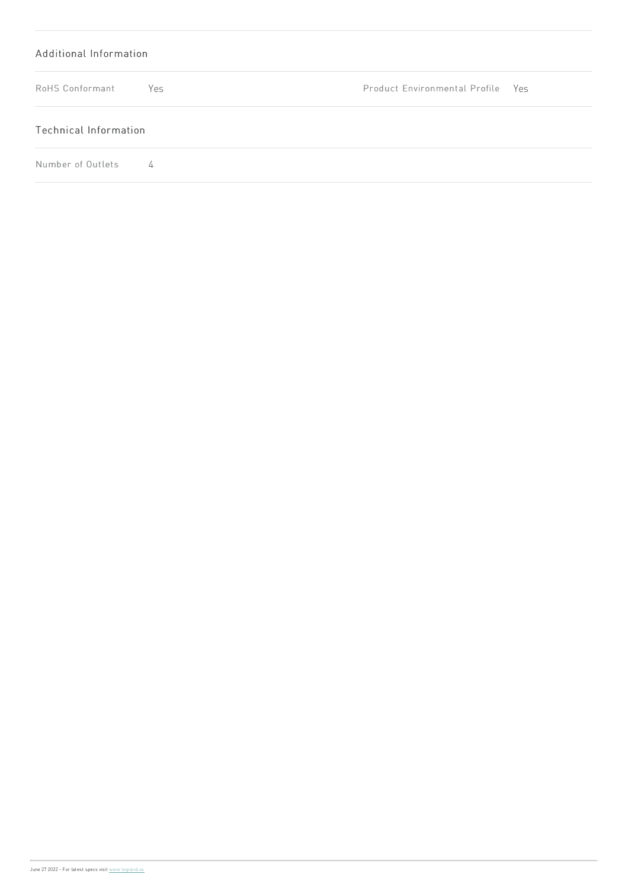## Additional Information

| | | | |
|---|---|---|---|
| RoHS Conformant | Yes | Product Environmental Profile | Yes |

## Technical Information

| | |
|---|---|
| Number of Outlets | 4 |

June 27 2022 - For latest specs visit www.legrand.us